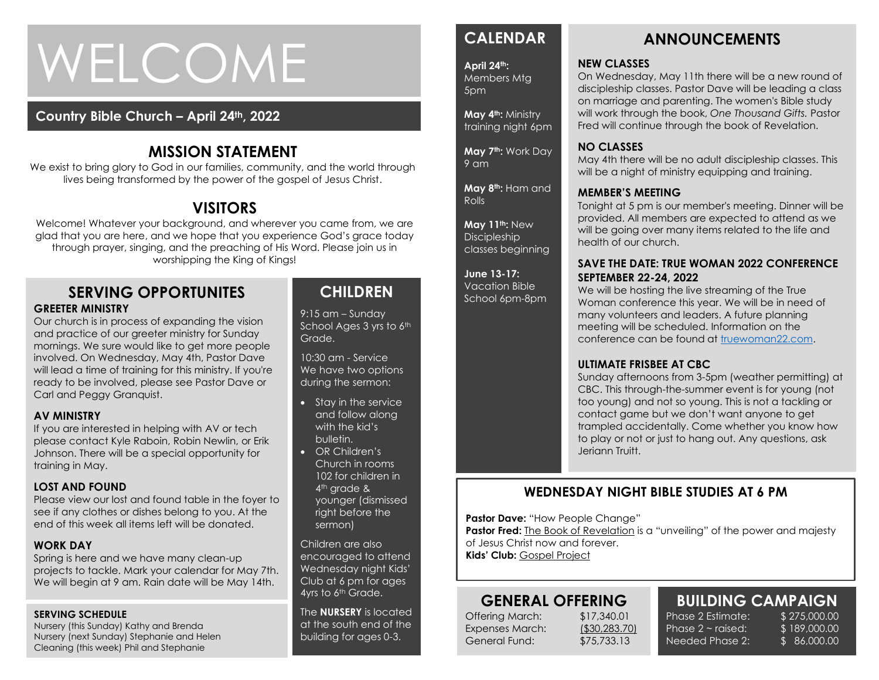# WELCOME

**Country Bible Church – April 24th, 2022**

## MISSION STATEMENT

We exist to bring glory to God in our families, community, and the world through lives being transformed by the power of the gospel of Jesus Christ.

## VISITORS

Welcome! Whatever your background, and wherever you came from, we are glad that you are here, and we hope that you experience God's grace today through prayer, singing, and the preaching of His Word. Please join us in worshipping the King of Kings!

## SERVING OPPORTUNITES

### GREETER MINISTRY

Our church is in process of expanding the vision and practice of our greeter ministry for Sunday mornings. We sure would like to get more people involved. On Wednesday, May 4th, Pastor Dave will lead a time of training for this ministry. If you're ready to be involved, please see Pastor Dave or Carl and Peggy Granquist.

### AV MINISTRY

If you are interested in helping with AV or tech please contact Kyle Raboin, Robin Newlin, or Erik Johnson. There will be a special opportunity for training in May.

### LOST AND FOUND

Please view our lost and found table in the foyer to see if any clothes or dishes belong to you. At the end of this week all items left will be donated.

### WORK DAY

Spring is here and we have many clean-up projects to tackle. Mark your calendar for May 7th. We will begin at 9 am. Rain date will be May 14th.

### SERVING SCHEDULE

Nursery (this Sunday) Kathy and Brenda
Nursery (next Sunday) Stephanie and Helen
Cleaning (this week) Phil and Stephanie

## CHILDREN

9:15 am – Sunday School Ages 3 yrs to 6th Grade.

10:30 am - Service
We have two options during the sermon:

- Stay in the service and follow along with the kid's bulletin.
- OR Children's Church in rooms 102 for children in 4th grade & younger (dismissed right before the sermon)

Children are also encouraged to attend Wednesday night Kids' Club at 6 pm for ages 4yrs to 6th Grade.

The **NURSERY** is located at the south end of the building for ages 0-3.

## CALENDAR

**April 24th:** Members Mtg 5pm

**May 4th:** Ministry training night 6pm

**May 7th:** Work Day 9 am

**May 8th:** Ham and Rolls

**May 11th:** New Discipleship classes beginning

**June 13-17:** Vacation Bible School 6pm-8pm

## ANNOUNCEMENTS

### NEW CLASSES

On Wednesday, May 11th there will be a new round of discipleship classes. Pastor Dave will be leading a class on marriage and parenting. The women's Bible study will work through the book, *One Thousand Gifts.* Pastor Fred will continue through the book of Revelation.

### NO CLASSES

May 4th there will be no adult discipleship classes. This will be a night of ministry equipping and training.

### MEMBER'S MEETING

Tonight at 5 pm is our member's meeting. Dinner will be provided. All members are expected to attend as we will be going over many items related to the life and health of our church.

### SAVE THE DATE: TRUE WOMAN 2022 CONFERENCE SEPTEMBER 22-24, 2022

We will be hosting the live streaming of the True Woman conference this year. We will be in need of many volunteers and leaders. A future planning meeting will be scheduled. Information on the conference can be found at truewoman22.com.

### ULTIMATE FRISBEE AT CBC

Sunday afternoons from 3-5pm (weather permitting) at CBC. This through-the-summer event is for young (not too young) and not so young. This is not a tackling or contact game but we don't want anyone to get trampled accidentally. Come whether you know how to play or not or just to hang out. Any questions, ask Jeriann Truitt.

## WEDNESDAY NIGHT BIBLE STUDIES AT 6 PM

**Pastor Dave:** "How People Change"
**Pastor Fred:** The Book of Revelation is a "unveiling" of the power and majesty of Jesus Christ now and forever.
**Kids' Club:** Gospel Project

## GENERAL OFFERING

| | |
|---|---|
| Offering March: | $17,340.01 |
| Expenses March: | ($30,283.70) |
| General Fund: | $75,733.13 |

## BUILDING CAMPAIGN

| | |
|---|---|
| Phase 2 Estimate: | $ 275,000.00 |
| Phase 2 ~ raised: | $ 189,000.00 |
| Needed Phase 2: | $ 86,000.00 |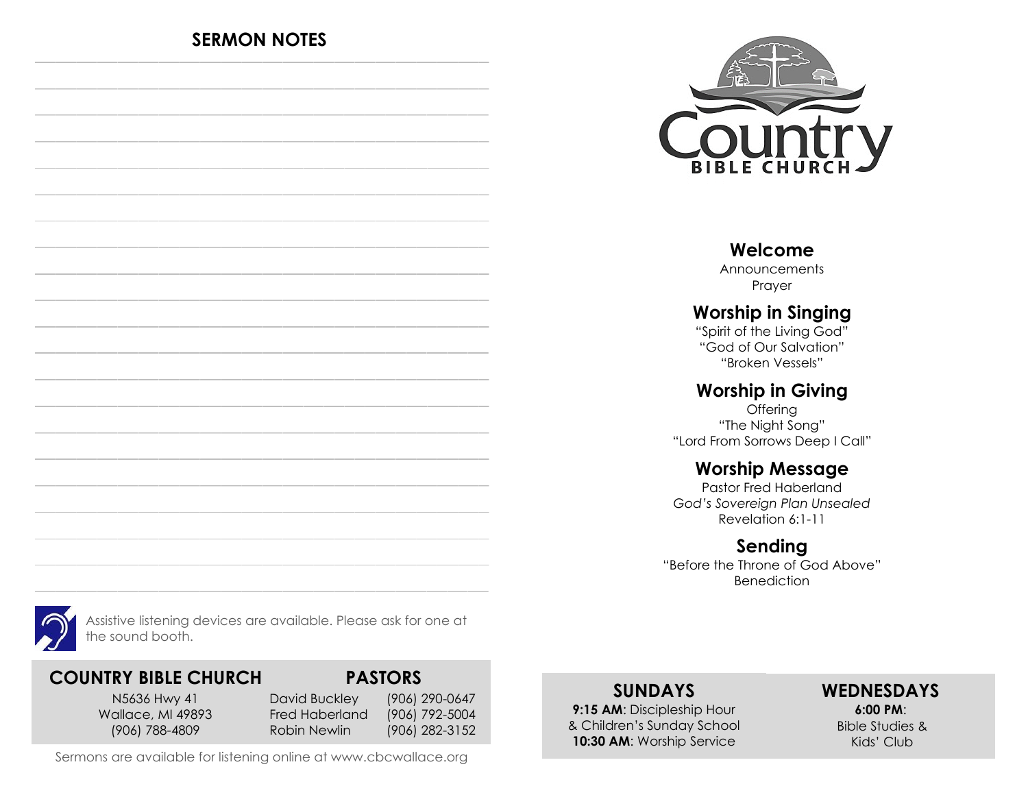## SERMON NOTES

Assistive listening devices are available. Please ask for one at the sound booth.

### COUNTRY BIBLE CHURCH

N5636 Hwy 41
Wallace, MI 49893
(906) 788-4809

### PASTORS

| | |
|---|---|
| David Buckley | (906) 290-0647 |
| Fred Haberland | (906) 792-5004 |
| Robin Newlin | (906) 282-3152 |

Sermons are available for listening online at www.cbcwallace.org

# Country
BIBLE CHURCH

## Welcome

Announcements
Prayer

## Worship in Singing

"Spirit of the Living God"
"God of Our Salvation"
"Broken Vessels"

## Worship in Giving

Offering
"The Night Song"
"Lord From Sorrows Deep I Call"

## Worship Message

Pastor Fred Haberland
*God's Sovereign Plan Unsealed*
Revelation 6:1-11

## Sending

"Before the Throne of God Above"
Benediction

### SUNDAYS

**9:15 AM**: Discipleship Hour & Children's Sunday School
**10:30 AM**: Worship Service

### WEDNESDAYS

**6:00 PM**:
Bible Studies &
Kids' Club